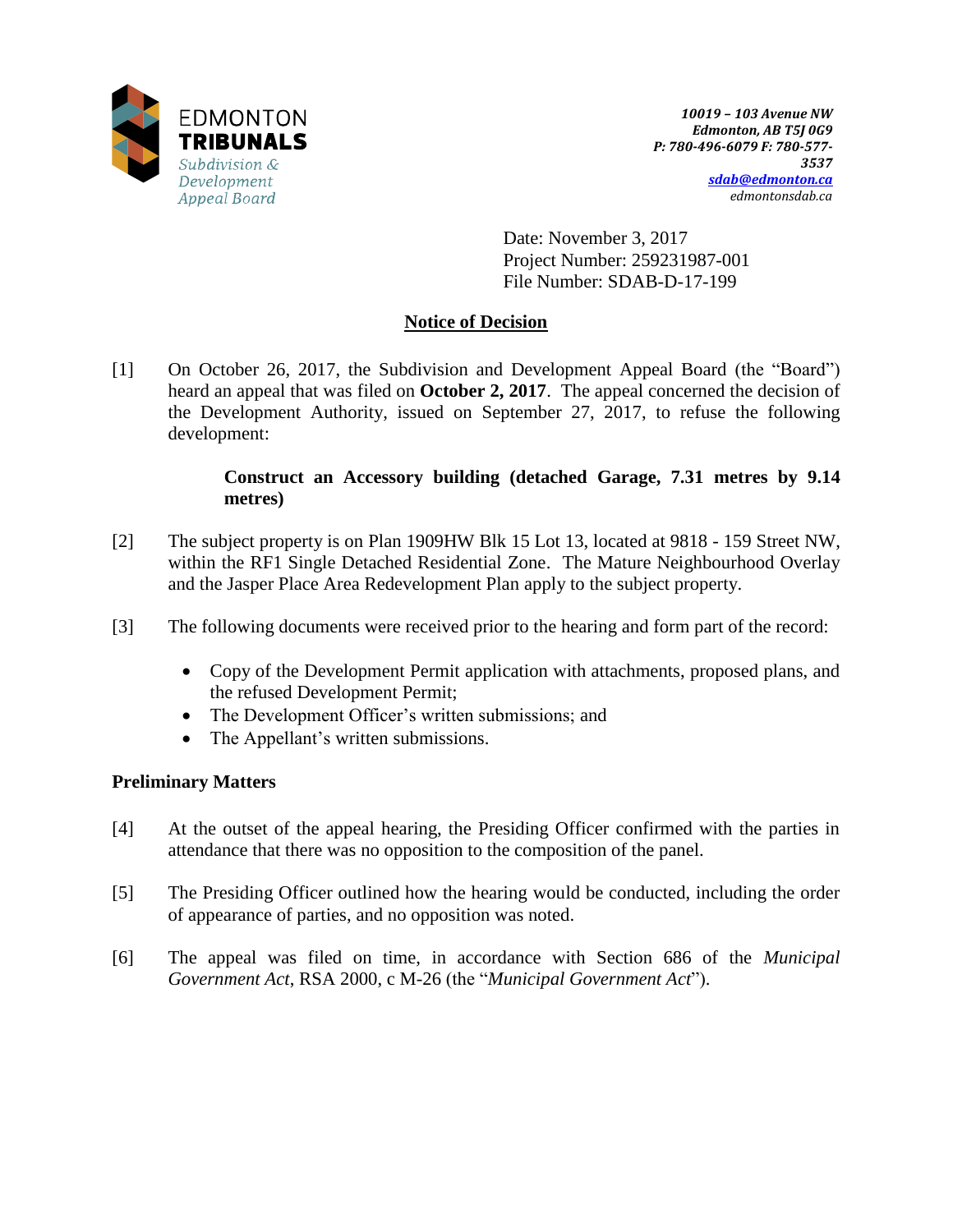EDMONTON
**TRIBUNALS**
*Subdivision & Development Appeal Board*

***10019 – 103 Avenue NW***
***Edmonton, AB T5J 0G9***
***P: 780-496-6079 F: 780-577-3537***
***sdab@edmonton.ca***
*edmontonsdab.ca*

Date: November 3, 2017
Project Number: 259231987-001
File Number: SDAB-D-17-199

## Notice of Decision

[1] On October 26, 2017, the Subdivision and Development Appeal Board (the "Board") heard an appeal that was filed on **October 2, 2017**. The appeal concerned the decision of the Development Authority, issued on September 27, 2017, to refuse the following development:

> **Construct an Accessory building (detached Garage, 7.31 metres by 9.14 metres)**

[2] The subject property is on Plan 1909HW Blk 15 Lot 13, located at 9818 - 159 Street NW, within the RF1 Single Detached Residential Zone. The Mature Neighbourhood Overlay and the Jasper Place Area Redevelopment Plan apply to the subject property.

[3] The following documents were received prior to the hearing and form part of the record:

- Copy of the Development Permit application with attachments, proposed plans, and the refused Development Permit;
- The Development Officer's written submissions; and
- The Appellant's written submissions.

### Preliminary Matters

[4] At the outset of the appeal hearing, the Presiding Officer confirmed with the parties in attendance that there was no opposition to the composition of the panel.

[5] The Presiding Officer outlined how the hearing would be conducted, including the order of appearance of parties, and no opposition was noted.

[6] The appeal was filed on time, in accordance with Section 686 of the *Municipal Government Act*, RSA 2000, c M-26 (the "*Municipal Government Act*").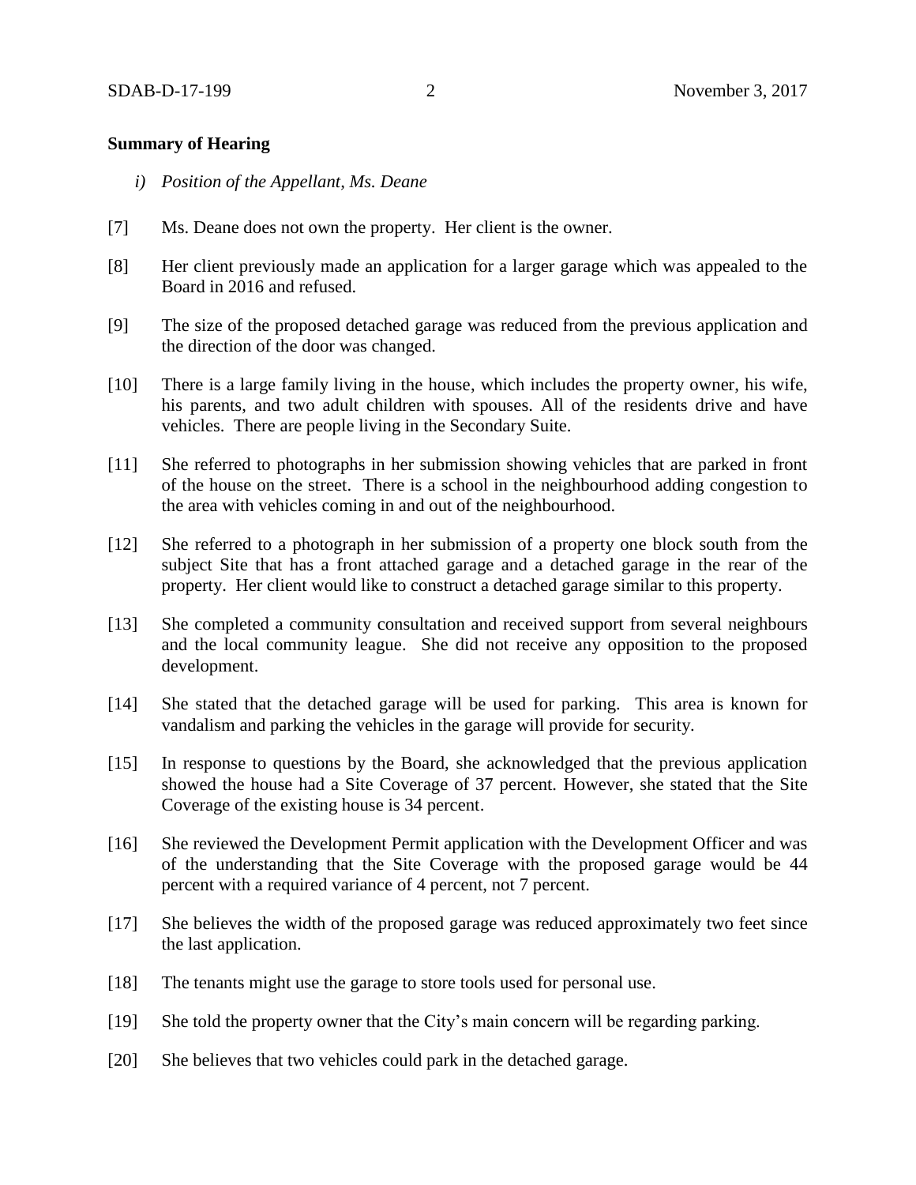## Summary of Hearing

*i) Position of the Appellant, Ms. Deane*

[7] Ms. Deane does not own the property. Her client is the owner.

[8] Her client previously made an application for a larger garage which was appealed to the Board in 2016 and refused.

[9] The size of the proposed detached garage was reduced from the previous application and the direction of the door was changed.

[10] There is a large family living in the house, which includes the property owner, his wife, his parents, and two adult children with spouses. All of the residents drive and have vehicles. There are people living in the Secondary Suite.

[11] She referred to photographs in her submission showing vehicles that are parked in front of the house on the street. There is a school in the neighbourhood adding congestion to the area with vehicles coming in and out of the neighbourhood.

[12] She referred to a photograph in her submission of a property one block south from the subject Site that has a front attached garage and a detached garage in the rear of the property. Her client would like to construct a detached garage similar to this property.

[13] She completed a community consultation and received support from several neighbours and the local community league. She did not receive any opposition to the proposed development.

[14] She stated that the detached garage will be used for parking. This area is known for vandalism and parking the vehicles in the garage will provide for security.

[15] In response to questions by the Board, she acknowledged that the previous application showed the house had a Site Coverage of 37 percent. However, she stated that the Site Coverage of the existing house is 34 percent.

[16] She reviewed the Development Permit application with the Development Officer and was of the understanding that the Site Coverage with the proposed garage would be 44 percent with a required variance of 4 percent, not 7 percent.

[17] She believes the width of the proposed garage was reduced approximately two feet since the last application.

[18] The tenants might use the garage to store tools used for personal use.

[19] She told the property owner that the City's main concern will be regarding parking.

[20] She believes that two vehicles could park in the detached garage.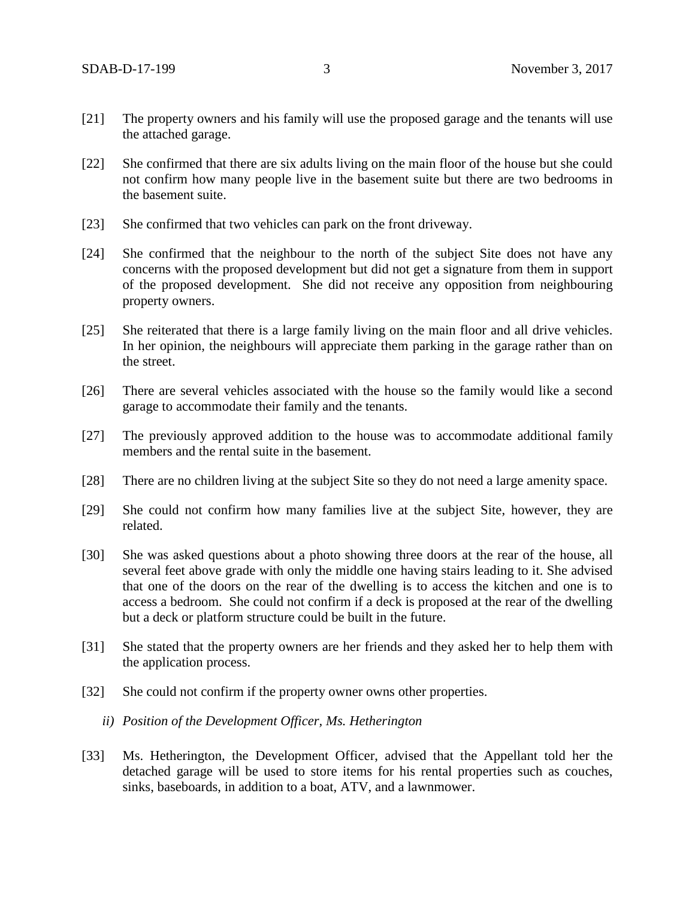[21] The property owners and his family will use the proposed garage and the tenants will use the attached garage.

[22] She confirmed that there are six adults living on the main floor of the house but she could not confirm how many people live in the basement suite but there are two bedrooms in the basement suite.

[23] She confirmed that two vehicles can park on the front driveway.

[24] She confirmed that the neighbour to the north of the subject Site does not have any concerns with the proposed development but did not get a signature from them in support of the proposed development. She did not receive any opposition from neighbouring property owners.

[25] She reiterated that there is a large family living on the main floor and all drive vehicles. In her opinion, the neighbours will appreciate them parking in the garage rather than on the street.

[26] There are several vehicles associated with the house so the family would like a second garage to accommodate their family and the tenants.

[27] The previously approved addition to the house was to accommodate additional family members and the rental suite in the basement.

[28] There are no children living at the subject Site so they do not need a large amenity space.

[29] She could not confirm how many families live at the subject Site, however, they are related.

[30] She was asked questions about a photo showing three doors at the rear of the house, all several feet above grade with only the middle one having stairs leading to it. She advised that one of the doors on the rear of the dwelling is to access the kitchen and one is to access a bedroom. She could not confirm if a deck is proposed at the rear of the dwelling but a deck or platform structure could be built in the future.

[31] She stated that the property owners are her friends and they asked her to help them with the application process.

[32] She could not confirm if the property owner owns other properties.

*ii) Position of the Development Officer, Ms. Hetherington*

[33] Ms. Hetherington, the Development Officer, advised that the Appellant told her the detached garage will be used to store items for his rental properties such as couches, sinks, baseboards, in addition to a boat, ATV, and a lawnmower.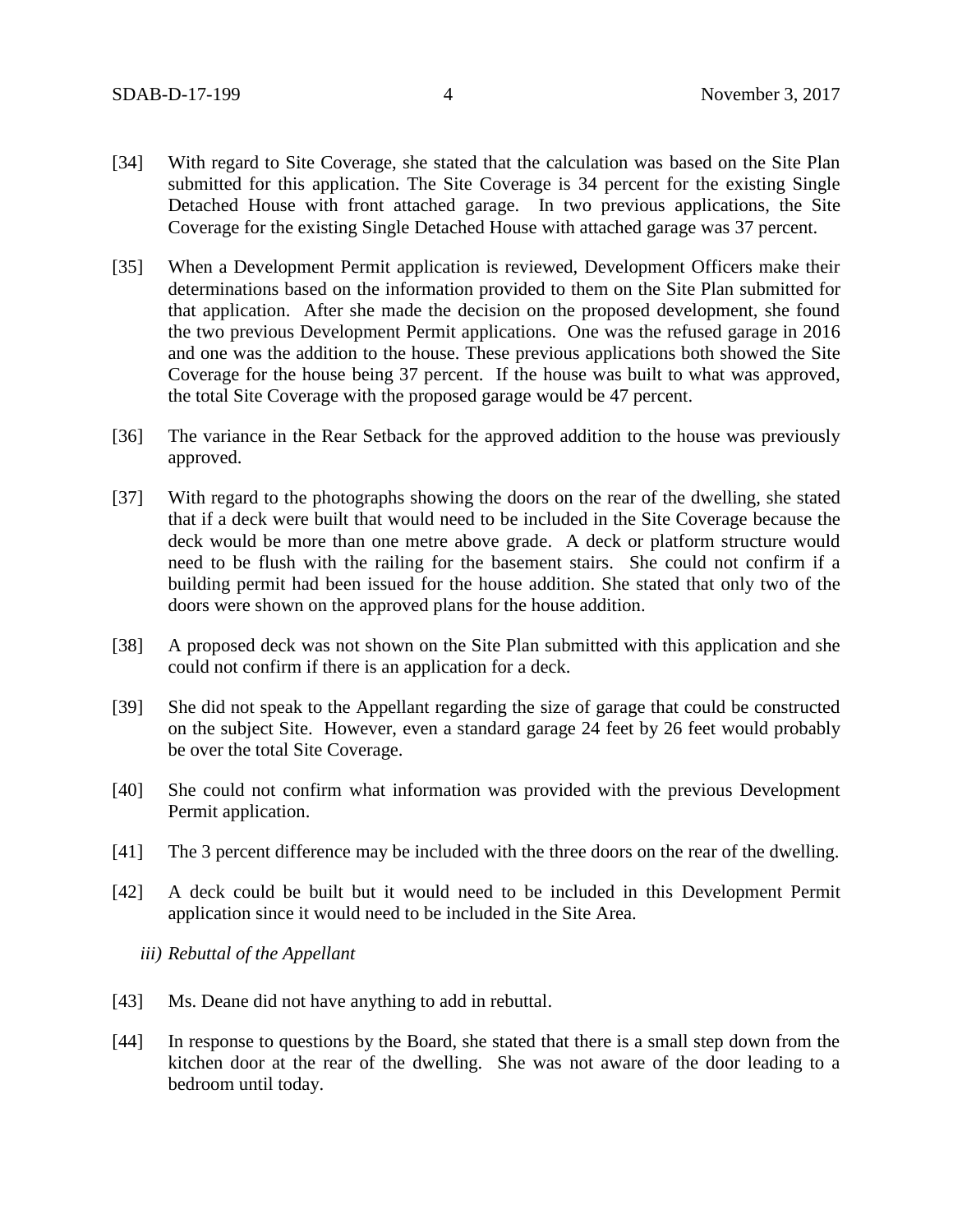[34] With regard to Site Coverage, she stated that the calculation was based on the Site Plan submitted for this application. The Site Coverage is 34 percent for the existing Single Detached House with front attached garage. In two previous applications, the Site Coverage for the existing Single Detached House with attached garage was 37 percent.

[35] When a Development Permit application is reviewed, Development Officers make their determinations based on the information provided to them on the Site Plan submitted for that application. After she made the decision on the proposed development, she found the two previous Development Permit applications. One was the refused garage in 2016 and one was the addition to the house. These previous applications both showed the Site Coverage for the house being 37 percent. If the house was built to what was approved, the total Site Coverage with the proposed garage would be 47 percent.

[36] The variance in the Rear Setback for the approved addition to the house was previously approved.

[37] With regard to the photographs showing the doors on the rear of the dwelling, she stated that if a deck were built that would need to be included in the Site Coverage because the deck would be more than one metre above grade. A deck or platform structure would need to be flush with the railing for the basement stairs. She could not confirm if a building permit had been issued for the house addition. She stated that only two of the doors were shown on the approved plans for the house addition.

[38] A proposed deck was not shown on the Site Plan submitted with this application and she could not confirm if there is an application for a deck.

[39] She did not speak to the Appellant regarding the size of garage that could be constructed on the subject Site. However, even a standard garage 24 feet by 26 feet would probably be over the total Site Coverage.

[40] She could not confirm what information was provided with the previous Development Permit application.

[41] The 3 percent difference may be included with the three doors on the rear of the dwelling.

[42] A deck could be built but it would need to be included in this Development Permit application since it would need to be included in the Site Area.

*iii) Rebuttal of the Appellant*

[43] Ms. Deane did not have anything to add in rebuttal.

[44] In response to questions by the Board, she stated that there is a small step down from the kitchen door at the rear of the dwelling. She was not aware of the door leading to a bedroom until today.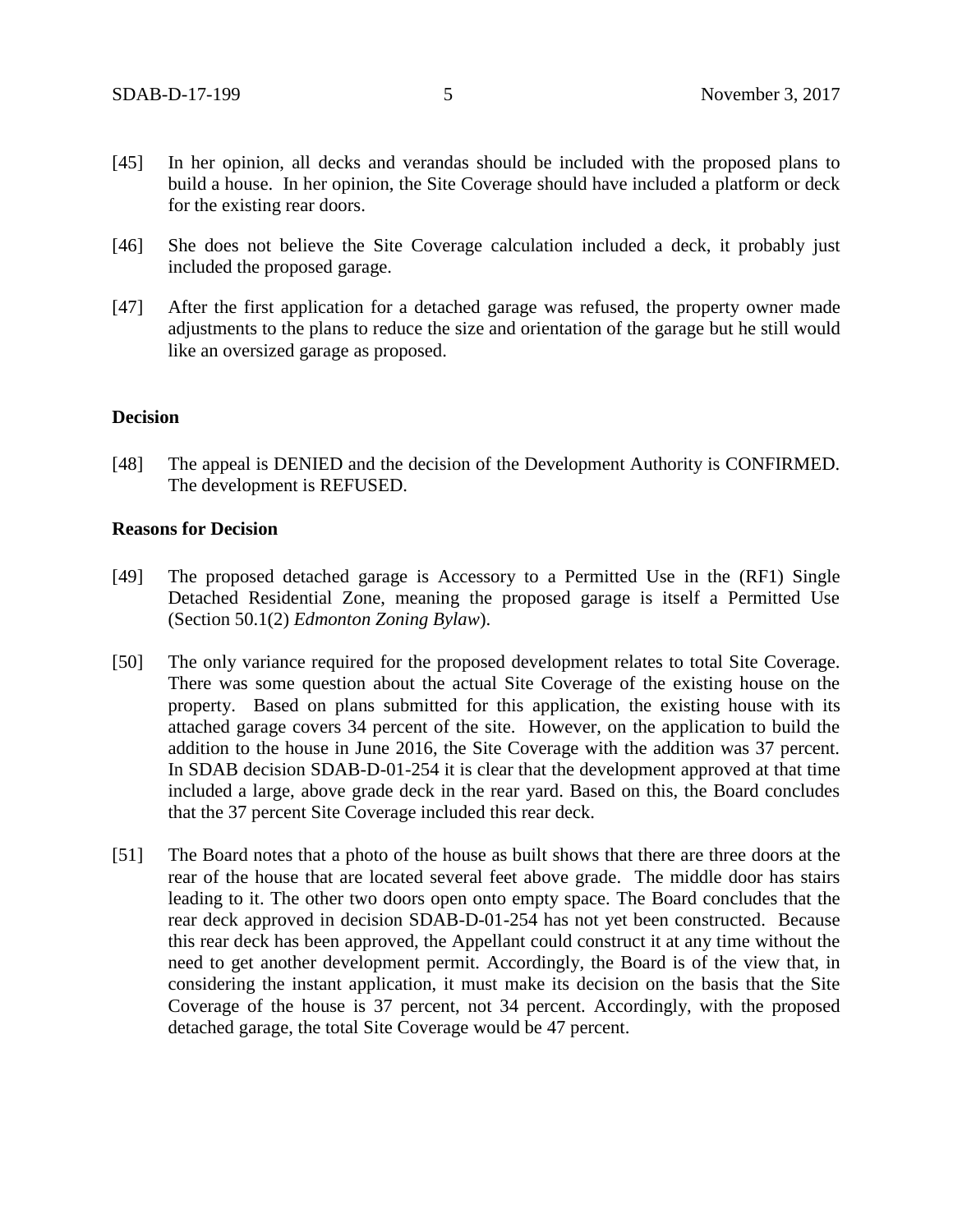[45] In her opinion, all decks and verandas should be included with the proposed plans to build a house. In her opinion, the Site Coverage should have included a platform or deck for the existing rear doors.

[46] She does not believe the Site Coverage calculation included a deck, it probably just included the proposed garage.

[47] After the first application for a detached garage was refused, the property owner made adjustments to the plans to reduce the size and orientation of the garage but he still would like an oversized garage as proposed.

**Decision**

[48] The appeal is DENIED and the decision of the Development Authority is CONFIRMED. The development is REFUSED.

**Reasons for Decision**

[49] The proposed detached garage is Accessory to a Permitted Use in the (RF1) Single Detached Residential Zone, meaning the proposed garage is itself a Permitted Use (Section 50.1(2) *Edmonton Zoning Bylaw*).

[50] The only variance required for the proposed development relates to total Site Coverage. There was some question about the actual Site Coverage of the existing house on the property. Based on plans submitted for this application, the existing house with its attached garage covers 34 percent of the site. However, on the application to build the addition to the house in June 2016, the Site Coverage with the addition was 37 percent. In SDAB decision SDAB-D-01-254 it is clear that the development approved at that time included a large, above grade deck in the rear yard. Based on this, the Board concludes that the 37 percent Site Coverage included this rear deck.

[51] The Board notes that a photo of the house as built shows that there are three doors at the rear of the house that are located several feet above grade. The middle door has stairs leading to it. The other two doors open onto empty space. The Board concludes that the rear deck approved in decision SDAB-D-01-254 has not yet been constructed. Because this rear deck has been approved, the Appellant could construct it at any time without the need to get another development permit. Accordingly, the Board is of the view that, in considering the instant application, it must make its decision on the basis that the Site Coverage of the house is 37 percent, not 34 percent. Accordingly, with the proposed detached garage, the total Site Coverage would be 47 percent.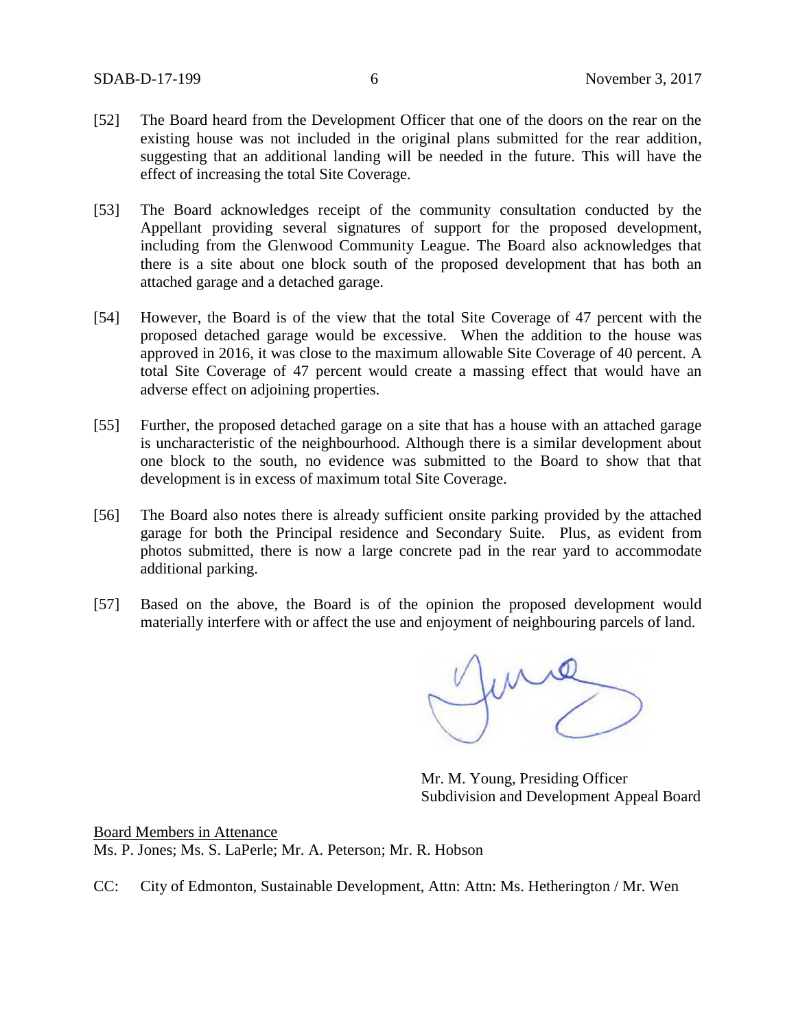[52] The Board heard from the Development Officer that one of the doors on the rear on the existing house was not included in the original plans submitted for the rear addition, suggesting that an additional landing will be needed in the future. This will have the effect of increasing the total Site Coverage.

[53] The Board acknowledges receipt of the community consultation conducted by the Appellant providing several signatures of support for the proposed development, including from the Glenwood Community League. The Board also acknowledges that there is a site about one block south of the proposed development that has both an attached garage and a detached garage.

[54] However, the Board is of the view that the total Site Coverage of 47 percent with the proposed detached garage would be excessive. When the addition to the house was approved in 2016, it was close to the maximum allowable Site Coverage of 40 percent. A total Site Coverage of 47 percent would create a massing effect that would have an adverse effect on adjoining properties.

[55] Further, the proposed detached garage on a site that has a house with an attached garage is uncharacteristic of the neighbourhood. Although there is a similar development about one block to the south, no evidence was submitted to the Board to show that that development is in excess of maximum total Site Coverage.

[56] The Board also notes there is already sufficient onsite parking provided by the attached garage for both the Principal residence and Secondary Suite. Plus, as evident from photos submitted, there is now a large concrete pad in the rear yard to accommodate additional parking.

[57] Based on the above, the Board is of the opinion the proposed development would materially interfere with or affect the use and enjoyment of neighbouring parcels of land.

Mr. M. Young, Presiding Officer
Subdivision and Development Appeal Board

<u>Board Members in Attenance</u>
Ms. P. Jones; Ms. S. LaPerle; Mr. A. Peterson; Mr. R. Hobson

CC: City of Edmonton, Sustainable Development, Attn: Attn: Ms. Hetherington / Mr. Wen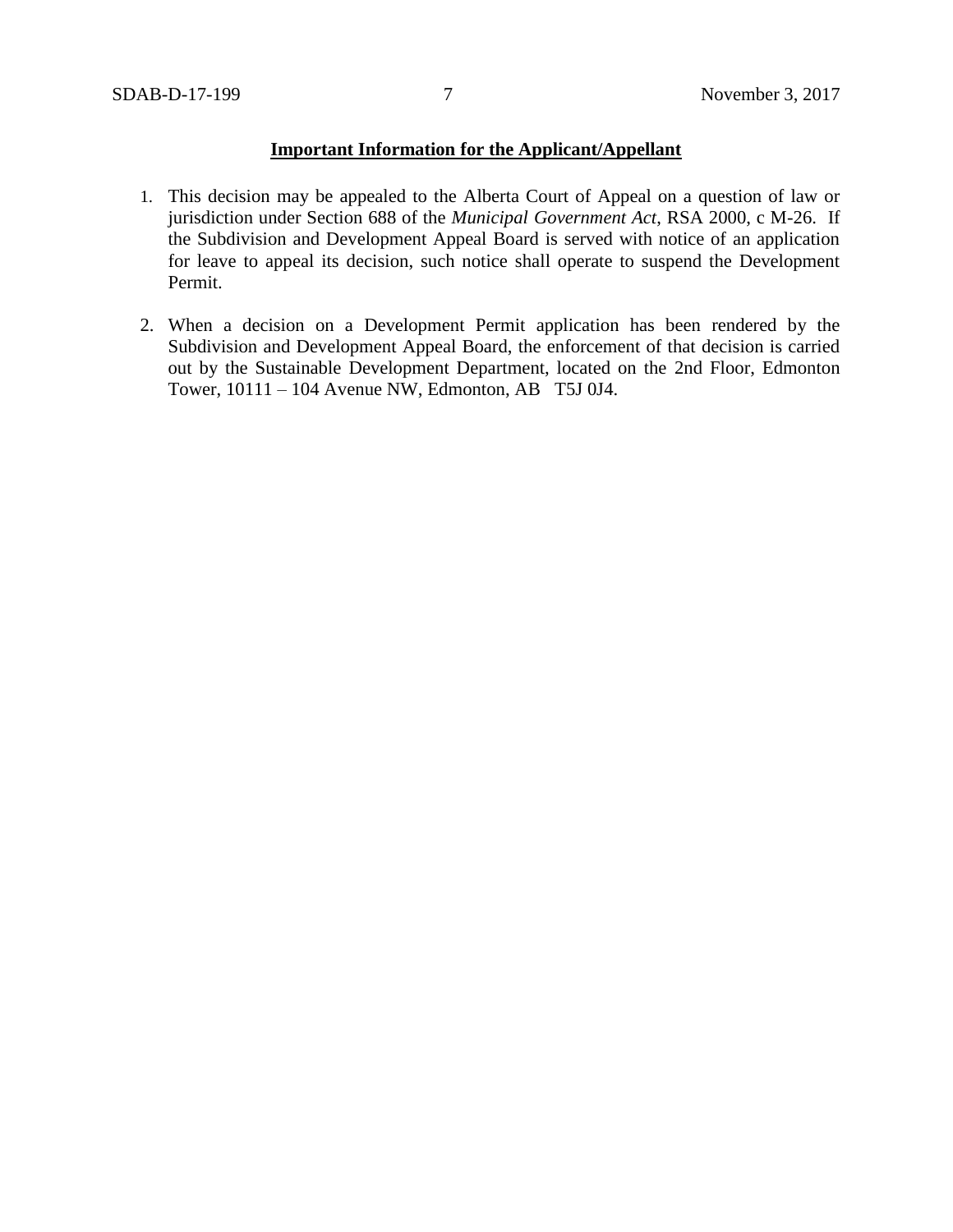**Important Information for the Applicant/Appellant**

1. This decision may be appealed to the Alberta Court of Appeal on a question of law or jurisdiction under Section 688 of the *Municipal Government Act*, RSA 2000, c M-26. If the Subdivision and Development Appeal Board is served with notice of an application for leave to appeal its decision, such notice shall operate to suspend the Development Permit.

2. When a decision on a Development Permit application has been rendered by the Subdivision and Development Appeal Board, the enforcement of that decision is carried out by the Sustainable Development Department, located on the 2nd Floor, Edmonton Tower, 10111 – 104 Avenue NW, Edmonton, AB T5J 0J4.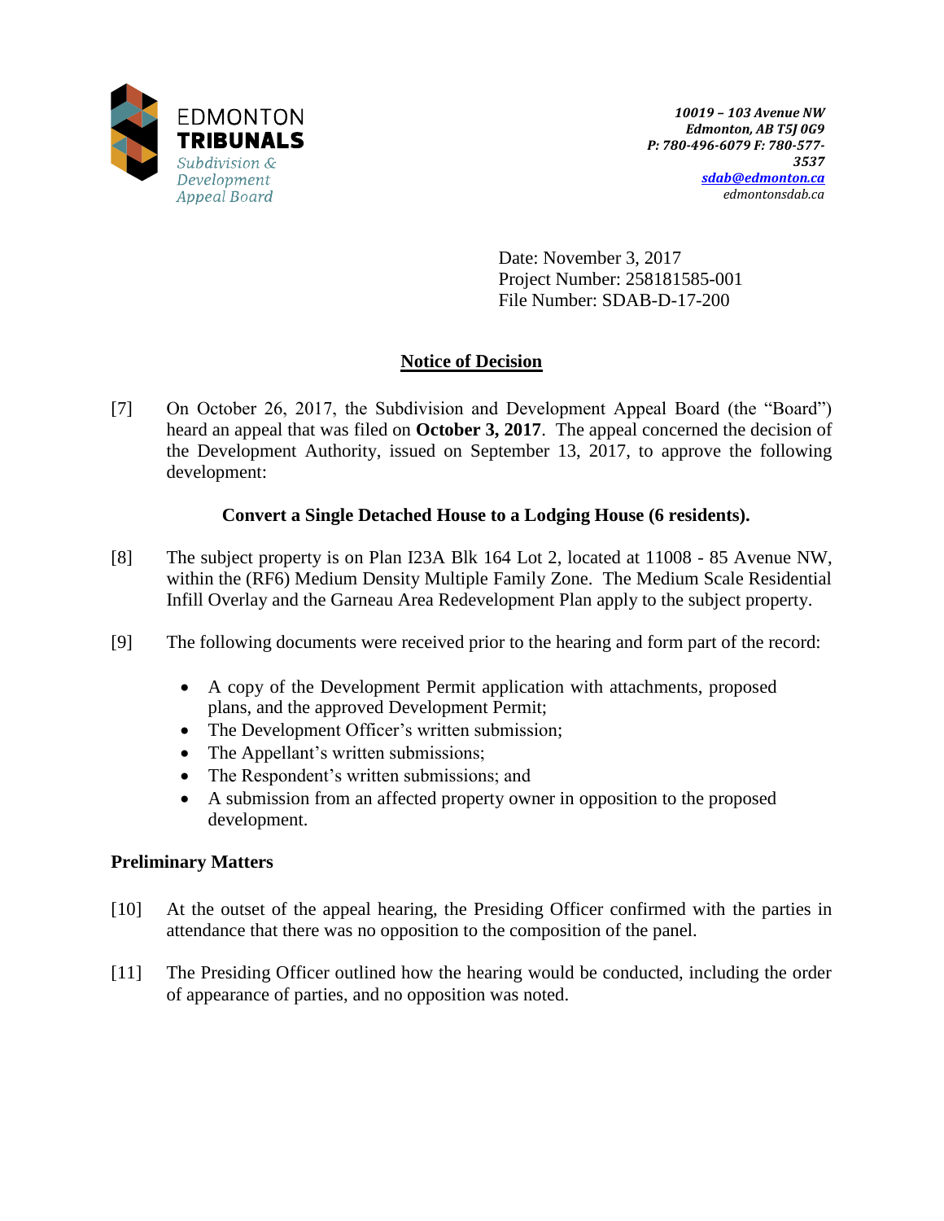EDMONTON
**TRIBUNALS**
*Subdivision & Development Appeal Board*

*10019 – 103 Avenue NW*
*Edmonton, AB T5J 0G9*
*P: 780-496-6079 F: 780-577-3537*
*sdab@edmonton.ca*
*edmontonsdab.ca*

Date: November 3, 2017
Project Number: 258181585-001
File Number: SDAB-D-17-200

## Notice of Decision

[7] On October 26, 2017, the Subdivision and Development Appeal Board (the "Board") heard an appeal that was filed on **October 3, 2017**. The appeal concerned the decision of the Development Authority, issued on September 13, 2017, to approve the following development:

**Convert a Single Detached House to a Lodging House (6 residents).**

[8] The subject property is on Plan I23A Blk 164 Lot 2, located at 11008 - 85 Avenue NW, within the (RF6) Medium Density Multiple Family Zone. The Medium Scale Residential Infill Overlay and the Garneau Area Redevelopment Plan apply to the subject property.

[9] The following documents were received prior to the hearing and form part of the record:

- A copy of the Development Permit application with attachments, proposed plans, and the approved Development Permit;
- The Development Officer's written submission;
- The Appellant's written submissions;
- The Respondent's written submissions; and
- A submission from an affected property owner in opposition to the proposed development.

### Preliminary Matters

[10] At the outset of the appeal hearing, the Presiding Officer confirmed with the parties in attendance that there was no opposition to the composition of the panel.

[11] The Presiding Officer outlined how the hearing would be conducted, including the order of appearance of parties, and no opposition was noted.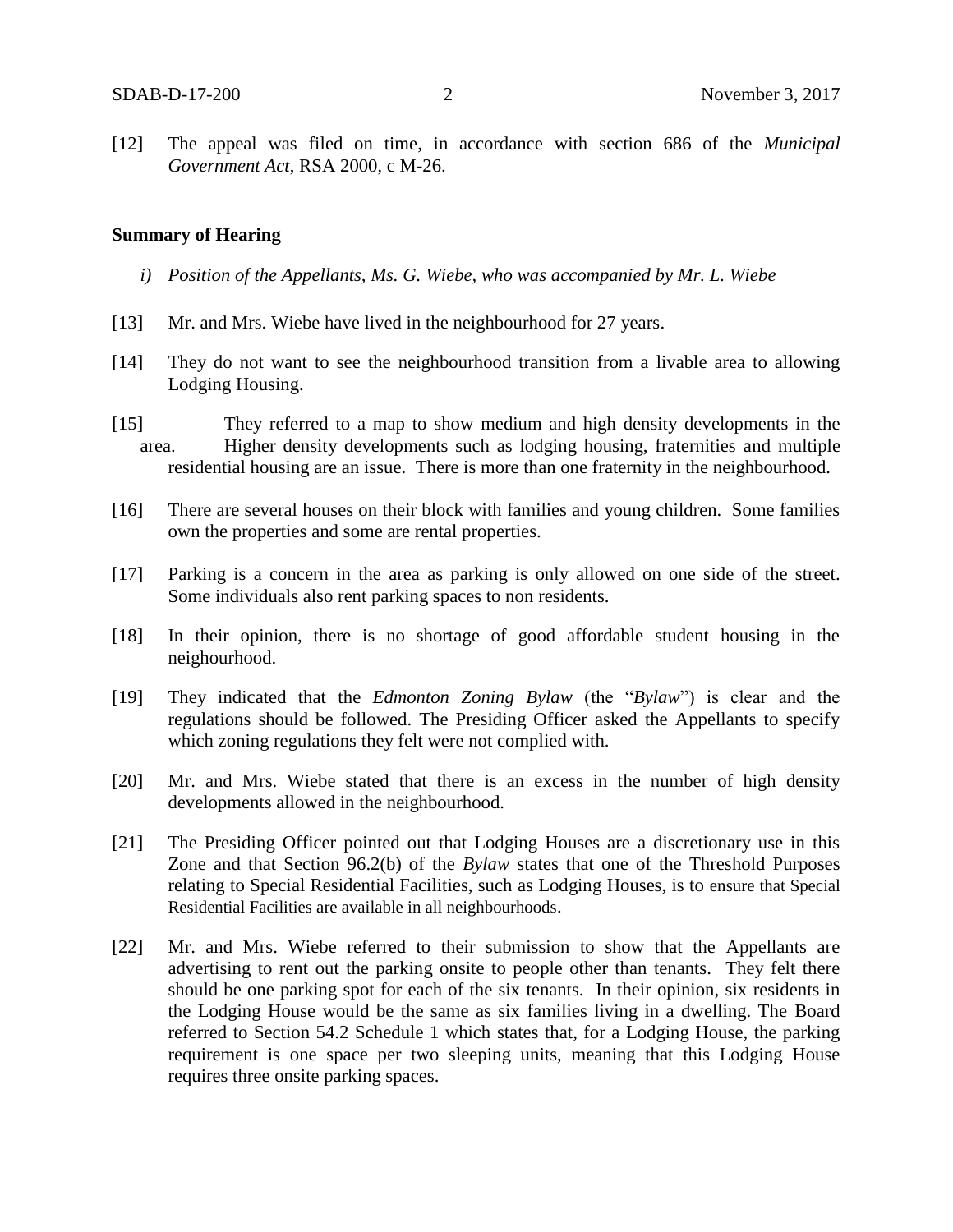[12] The appeal was filed on time, in accordance with section 686 of the *Municipal Government Act*, RSA 2000, c M-26.

### Summary of Hearing

*i) Position of the Appellants, Ms. G. Wiebe, who was accompanied by Mr. L. Wiebe*

[13] Mr. and Mrs. Wiebe have lived in the neighbourhood for 27 years.

[14] They do not want to see the neighbourhood transition from a livable area to allowing Lodging Housing.

[15] They referred to a map to show medium and high density developments in the area. Higher density developments such as lodging housing, fraternities and multiple residential housing are an issue. There is more than one fraternity in the neighbourhood.

[16] There are several houses on their block with families and young children. Some families own the properties and some are rental properties.

[17] Parking is a concern in the area as parking is only allowed on one side of the street. Some individuals also rent parking spaces to non residents.

[18] In their opinion, there is no shortage of good affordable student housing in the neighourhood.

[19] They indicated that the *Edmonton Zoning Bylaw* (the "*Bylaw*") is clear and the regulations should be followed. The Presiding Officer asked the Appellants to specify which zoning regulations they felt were not complied with.

[20] Mr. and Mrs. Wiebe stated that there is an excess in the number of high density developments allowed in the neighbourhood.

[21] The Presiding Officer pointed out that Lodging Houses are a discretionary use in this Zone and that Section 96.2(b) of the *Bylaw* states that one of the Threshold Purposes relating to Special Residential Facilities, such as Lodging Houses, is to ensure that Special Residential Facilities are available in all neighbourhoods.

[22] Mr. and Mrs. Wiebe referred to their submission to show that the Appellants are advertising to rent out the parking onsite to people other than tenants. They felt there should be one parking spot for each of the six tenants. In their opinion, six residents in the Lodging House would be the same as six families living in a dwelling. The Board referred to Section 54.2 Schedule 1 which states that, for a Lodging House, the parking requirement is one space per two sleeping units, meaning that this Lodging House requires three onsite parking spaces.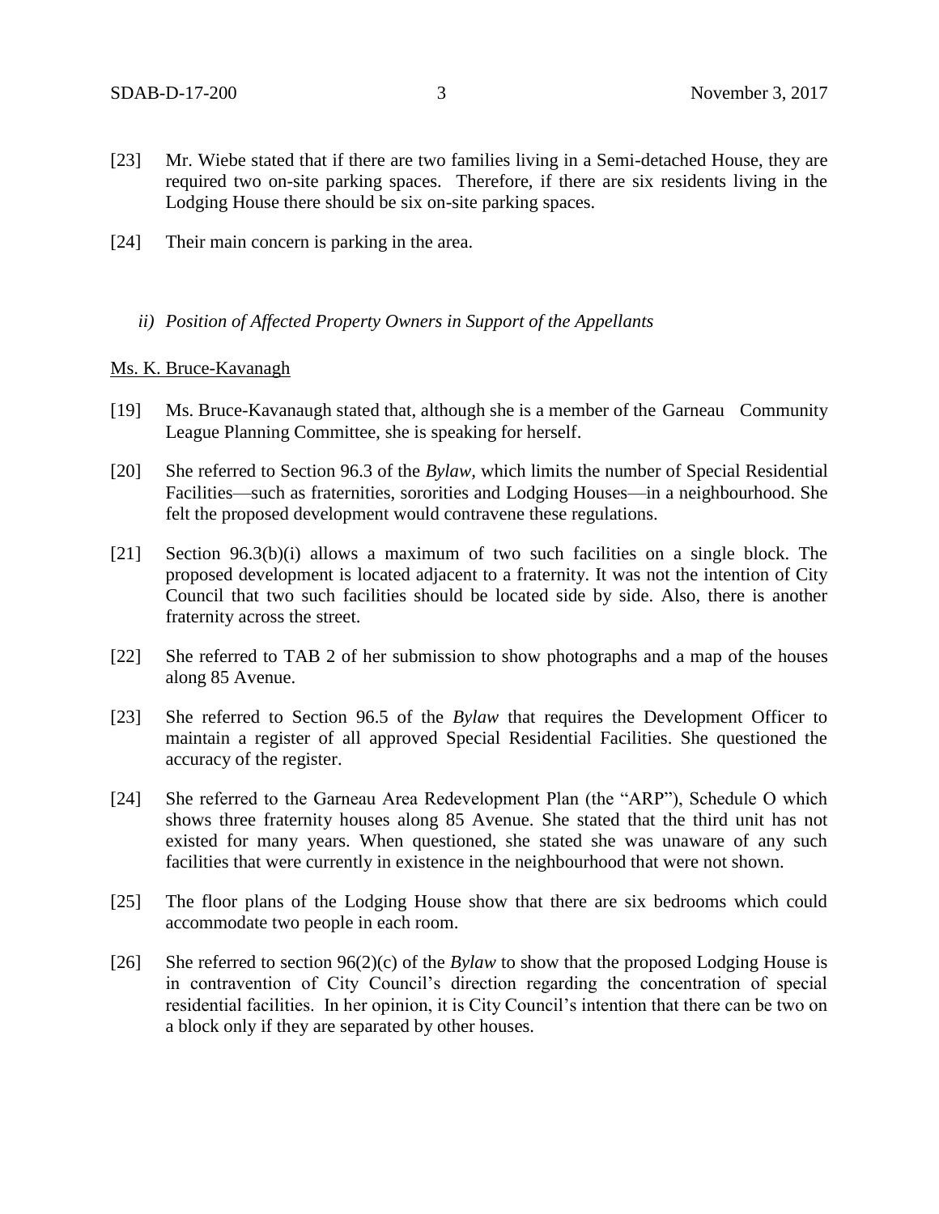[23] Mr. Wiebe stated that if there are two families living in a Semi-detached House, they are required two on-site parking spaces. Therefore, if there are six residents living in the Lodging House there should be six on-site parking spaces.

[24] Their main concern is parking in the area.

*ii) Position of Affected Property Owners in Support of the Appellants*

Ms. K. Bruce-Kavanagh

[19] Ms. Bruce-Kavanaugh stated that, although she is a member of the Garneau Community League Planning Committee, she is speaking for herself.

[20] She referred to Section 96.3 of the *Bylaw*, which limits the number of Special Residential Facilities—such as fraternities, sororities and Lodging Houses—in a neighbourhood. She felt the proposed development would contravene these regulations.

[21] Section 96.3(b)(i) allows a maximum of two such facilities on a single block. The proposed development is located adjacent to a fraternity. It was not the intention of City Council that two such facilities should be located side by side. Also, there is another fraternity across the street.

[22] She referred to TAB 2 of her submission to show photographs and a map of the houses along 85 Avenue.

[23] She referred to Section 96.5 of the *Bylaw* that requires the Development Officer to maintain a register of all approved Special Residential Facilities. She questioned the accuracy of the register.

[24] She referred to the Garneau Area Redevelopment Plan (the "ARP"), Schedule O which shows three fraternity houses along 85 Avenue. She stated that the third unit has not existed for many years. When questioned, she stated she was unaware of any such facilities that were currently in existence in the neighbourhood that were not shown.

[25] The floor plans of the Lodging House show that there are six bedrooms which could accommodate two people in each room.

[26] She referred to section 96(2)(c) of the *Bylaw* to show that the proposed Lodging House is in contravention of City Council's direction regarding the concentration of special residential facilities. In her opinion, it is City Council's intention that there can be two on a block only if they are separated by other houses.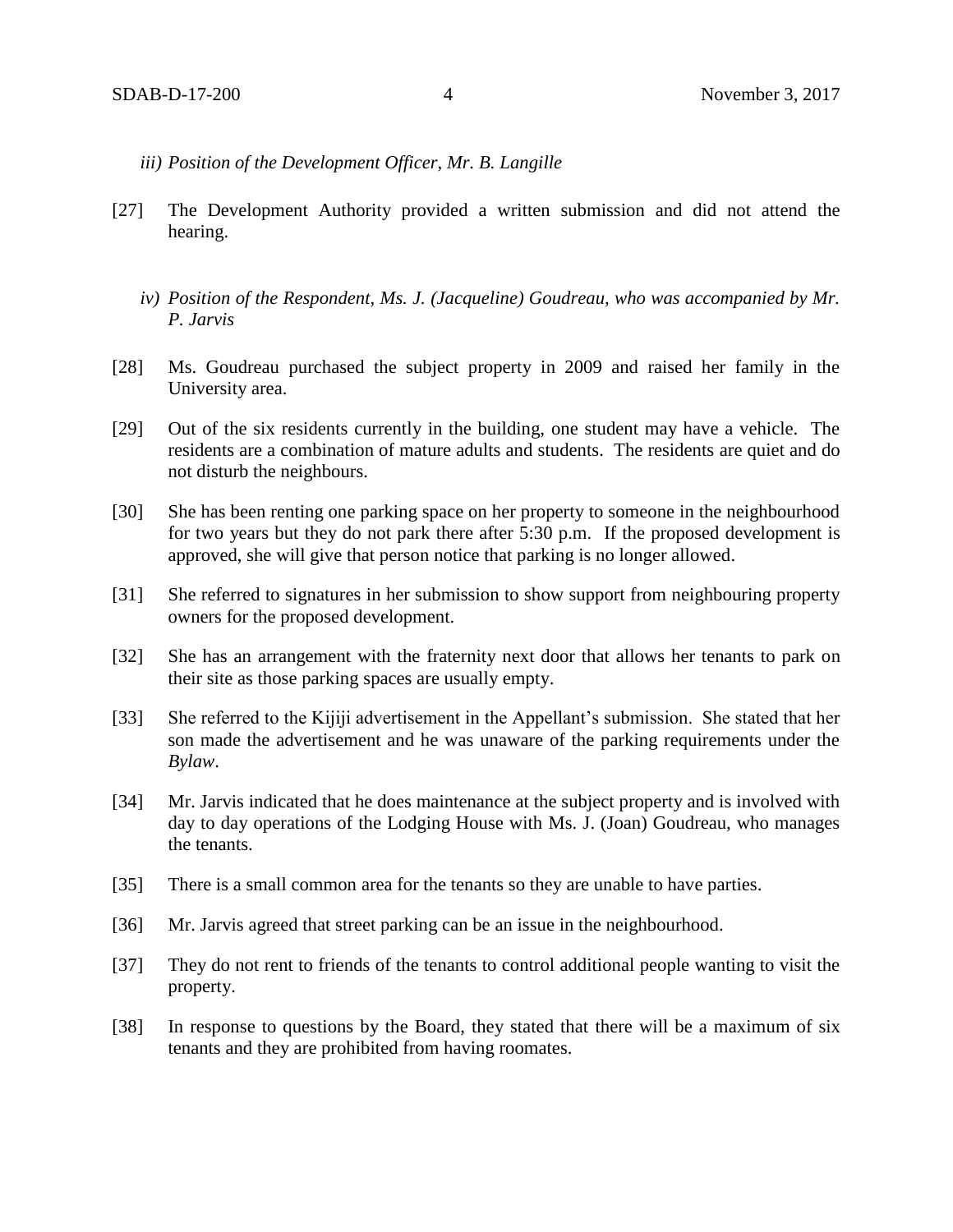*iii) Position of the Development Officer, Mr. B. Langille*

[27] The Development Authority provided a written submission and did not attend the hearing.

*iv) Position of the Respondent, Ms. J. (Jacqueline) Goudreau, who was accompanied by Mr. P. Jarvis*

[28] Ms. Goudreau purchased the subject property in 2009 and raised her family in the University area.

[29] Out of the six residents currently in the building, one student may have a vehicle. The residents are a combination of mature adults and students. The residents are quiet and do not disturb the neighbours.

[30] She has been renting one parking space on her property to someone in the neighbourhood for two years but they do not park there after 5:30 p.m. If the proposed development is approved, she will give that person notice that parking is no longer allowed.

[31] She referred to signatures in her submission to show support from neighbouring property owners for the proposed development.

[32] She has an arrangement with the fraternity next door that allows her tenants to park on their site as those parking spaces are usually empty.

[33] She referred to the Kijiji advertisement in the Appellant's submission. She stated that her son made the advertisement and he was unaware of the parking requirements under the *Bylaw*.

[34] Mr. Jarvis indicated that he does maintenance at the subject property and is involved with day to day operations of the Lodging House with Ms. J. (Joan) Goudreau, who manages the tenants.

[35] There is a small common area for the tenants so they are unable to have parties.

[36] Mr. Jarvis agreed that street parking can be an issue in the neighbourhood.

[37] They do not rent to friends of the tenants to control additional people wanting to visit the property.

[38] In response to questions by the Board, they stated that there will be a maximum of six tenants and they are prohibited from having roomates.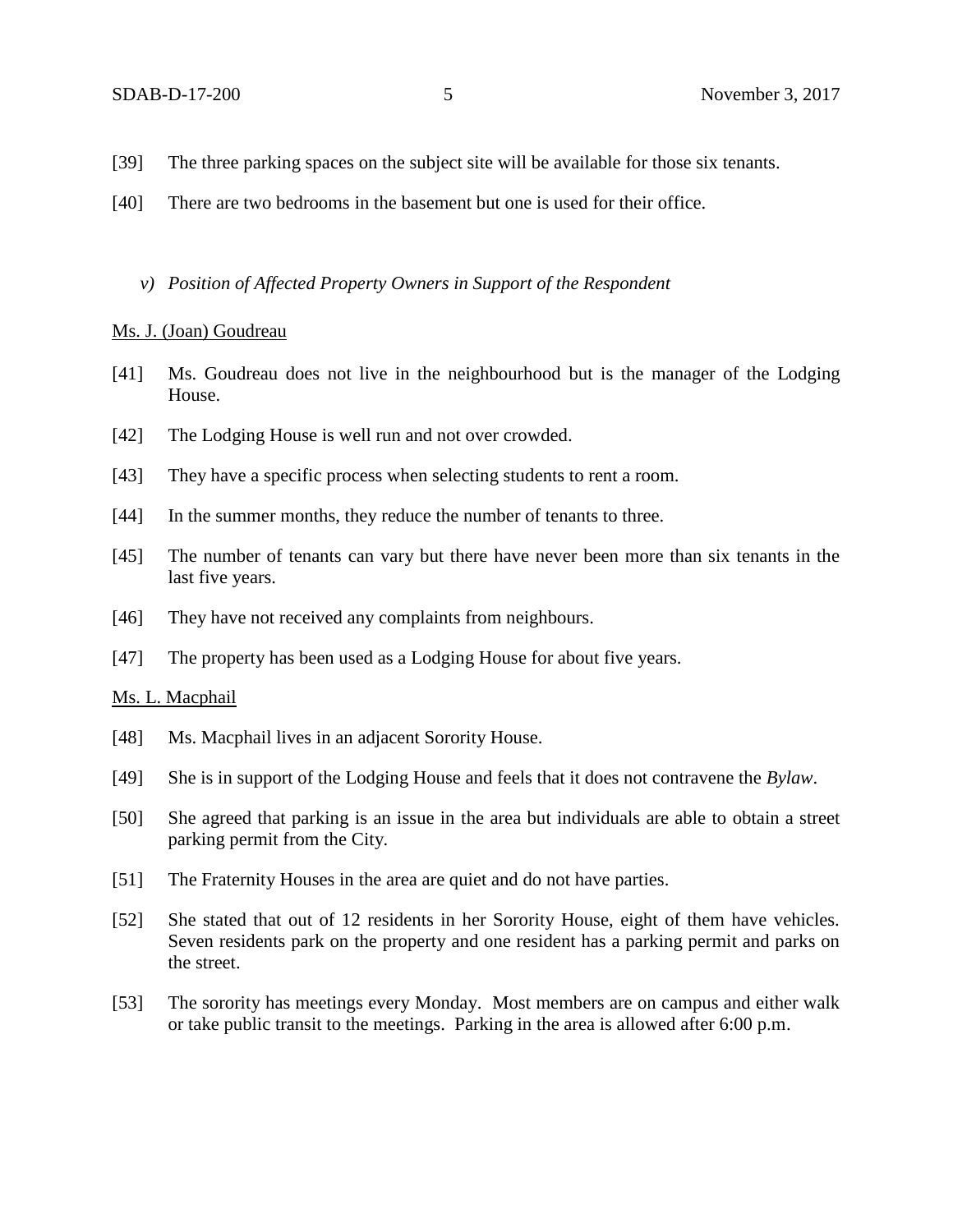[39] The three parking spaces on the subject site will be available for those six tenants.

[40] There are two bedrooms in the basement but one is used for their office.

*v) Position of Affected Property Owners in Support of the Respondent*

Ms. J. (Joan) Goudreau

[41] Ms. Goudreau does not live in the neighbourhood but is the manager of the Lodging House.

[42] The Lodging House is well run and not over crowded.

[43] They have a specific process when selecting students to rent a room.

[44] In the summer months, they reduce the number of tenants to three.

[45] The number of tenants can vary but there have never been more than six tenants in the last five years.

[46] They have not received any complaints from neighbours.

[47] The property has been used as a Lodging House for about five years.

Ms. L. Macphail

[48] Ms. Macphail lives in an adjacent Sorority House.

[49] She is in support of the Lodging House and feels that it does not contravene the *Bylaw*.

[50] She agreed that parking is an issue in the area but individuals are able to obtain a street parking permit from the City.

[51] The Fraternity Houses in the area are quiet and do not have parties.

[52] She stated that out of 12 residents in her Sorority House, eight of them have vehicles. Seven residents park on the property and one resident has a parking permit and parks on the street.

[53] The sorority has meetings every Monday. Most members are on campus and either walk or take public transit to the meetings. Parking in the area is allowed after 6:00 p.m.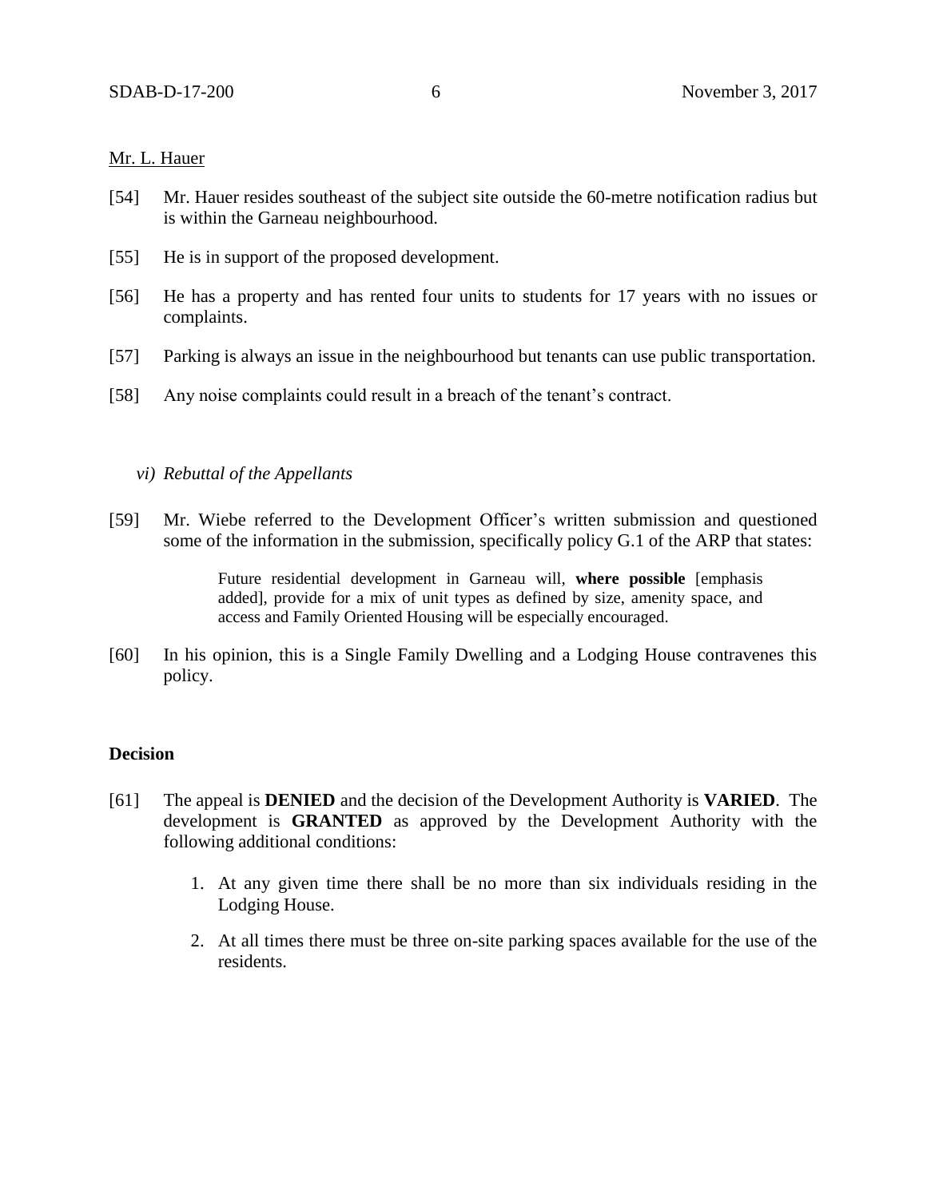Mr. L. Hauer

[54] Mr. Hauer resides southeast of the subject site outside the 60-metre notification radius but is within the Garneau neighbourhood.

[55] He is in support of the proposed development.

[56] He has a property and has rented four units to students for 17 years with no issues or complaints.

[57] Parking is always an issue in the neighbourhood but tenants can use public transportation.

[58] Any noise complaints could result in a breach of the tenant's contract.

*vi) Rebuttal of the Appellants*

[59] Mr. Wiebe referred to the Development Officer's written submission and questioned some of the information in the submission, specifically policy G.1 of the ARP that states:

> Future residential development in Garneau will, **where possible** [emphasis added], provide for a mix of unit types as defined by size, amenity space, and access and Family Oriented Housing will be especially encouraged.

[60] In his opinion, this is a Single Family Dwelling and a Lodging House contravenes this policy.

**Decision**

[61] The appeal is **DENIED** and the decision of the Development Authority is **VARIED**. The development is **GRANTED** as approved by the Development Authority with the following additional conditions:

1. At any given time there shall be no more than six individuals residing in the Lodging House.
2. At all times there must be three on-site parking spaces available for the use of the residents.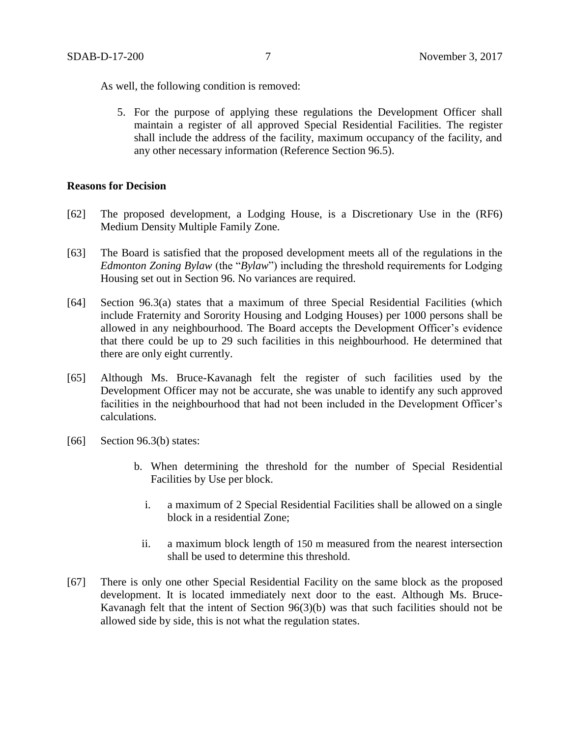As well, the following condition is removed:

5. For the purpose of applying these regulations the Development Officer shall maintain a register of all approved Special Residential Facilities. The register shall include the address of the facility, maximum occupancy of the facility, and any other necessary information (Reference Section 96.5).

**Reasons for Decision**

[62] The proposed development, a Lodging House, is a Discretionary Use in the (RF6) Medium Density Multiple Family Zone.

[63] The Board is satisfied that the proposed development meets all of the regulations in the *Edmonton Zoning Bylaw* (the "*Bylaw*") including the threshold requirements for Lodging Housing set out in Section 96. No variances are required.

[64] Section 96.3(a) states that a maximum of three Special Residential Facilities (which include Fraternity and Sorority Housing and Lodging Houses) per 1000 persons shall be allowed in any neighbourhood. The Board accepts the Development Officer's evidence that there could be up to 29 such facilities in this neighbourhood. He determined that there are only eight currently.

[65] Although Ms. Bruce-Kavanagh felt the register of such facilities used by the Development Officer may not be accurate, she was unable to identify any such approved facilities in the neighbourhood that had not been included in the Development Officer's calculations.

[66] Section 96.3(b) states:

b. When determining the threshold for the number of Special Residential Facilities by Use per block.

   i. a maximum of 2 Special Residential Facilities shall be allowed on a single block in a residential Zone;

   ii. a maximum block length of 150 m measured from the nearest intersection shall be used to determine this threshold.

[67] There is only one other Special Residential Facility on the same block as the proposed development. It is located immediately next door to the east. Although Ms. Bruce-Kavanagh felt that the intent of Section 96(3)(b) was that such facilities should not be allowed side by side, this is not what the regulation states.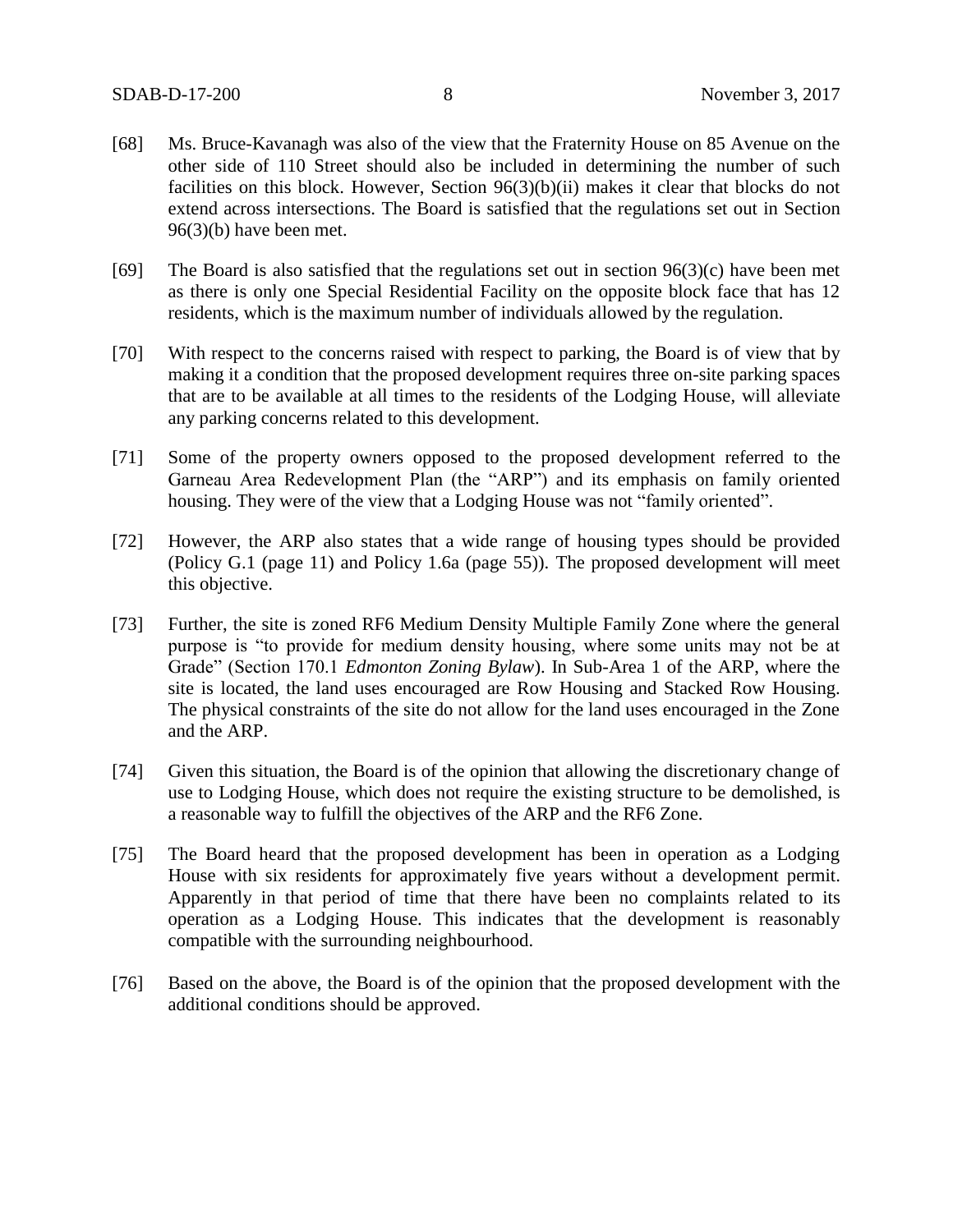[68] Ms. Bruce-Kavanagh was also of the view that the Fraternity House on 85 Avenue on the other side of 110 Street should also be included in determining the number of such facilities on this block. However, Section 96(3)(b)(ii) makes it clear that blocks do not extend across intersections. The Board is satisfied that the regulations set out in Section 96(3)(b) have been met.

[69] The Board is also satisfied that the regulations set out in section 96(3)(c) have been met as there is only one Special Residential Facility on the opposite block face that has 12 residents, which is the maximum number of individuals allowed by the regulation.

[70] With respect to the concerns raised with respect to parking, the Board is of view that by making it a condition that the proposed development requires three on-site parking spaces that are to be available at all times to the residents of the Lodging House, will alleviate any parking concerns related to this development.

[71] Some of the property owners opposed to the proposed development referred to the Garneau Area Redevelopment Plan (the "ARP") and its emphasis on family oriented housing. They were of the view that a Lodging House was not "family oriented".

[72] However, the ARP also states that a wide range of housing types should be provided (Policy G.1 (page 11) and Policy 1.6a (page 55)). The proposed development will meet this objective.

[73] Further, the site is zoned RF6 Medium Density Multiple Family Zone where the general purpose is "to provide for medium density housing, where some units may not be at Grade" (Section 170.1 *Edmonton Zoning Bylaw*). In Sub-Area 1 of the ARP, where the site is located, the land uses encouraged are Row Housing and Stacked Row Housing. The physical constraints of the site do not allow for the land uses encouraged in the Zone and the ARP.

[74] Given this situation, the Board is of the opinion that allowing the discretionary change of use to Lodging House, which does not require the existing structure to be demolished, is a reasonable way to fulfill the objectives of the ARP and the RF6 Zone.

[75] The Board heard that the proposed development has been in operation as a Lodging House with six residents for approximately five years without a development permit. Apparently in that period of time that there have been no complaints related to its operation as a Lodging House. This indicates that the development is reasonably compatible with the surrounding neighbourhood.

[76] Based on the above, the Board is of the opinion that the proposed development with the additional conditions should be approved.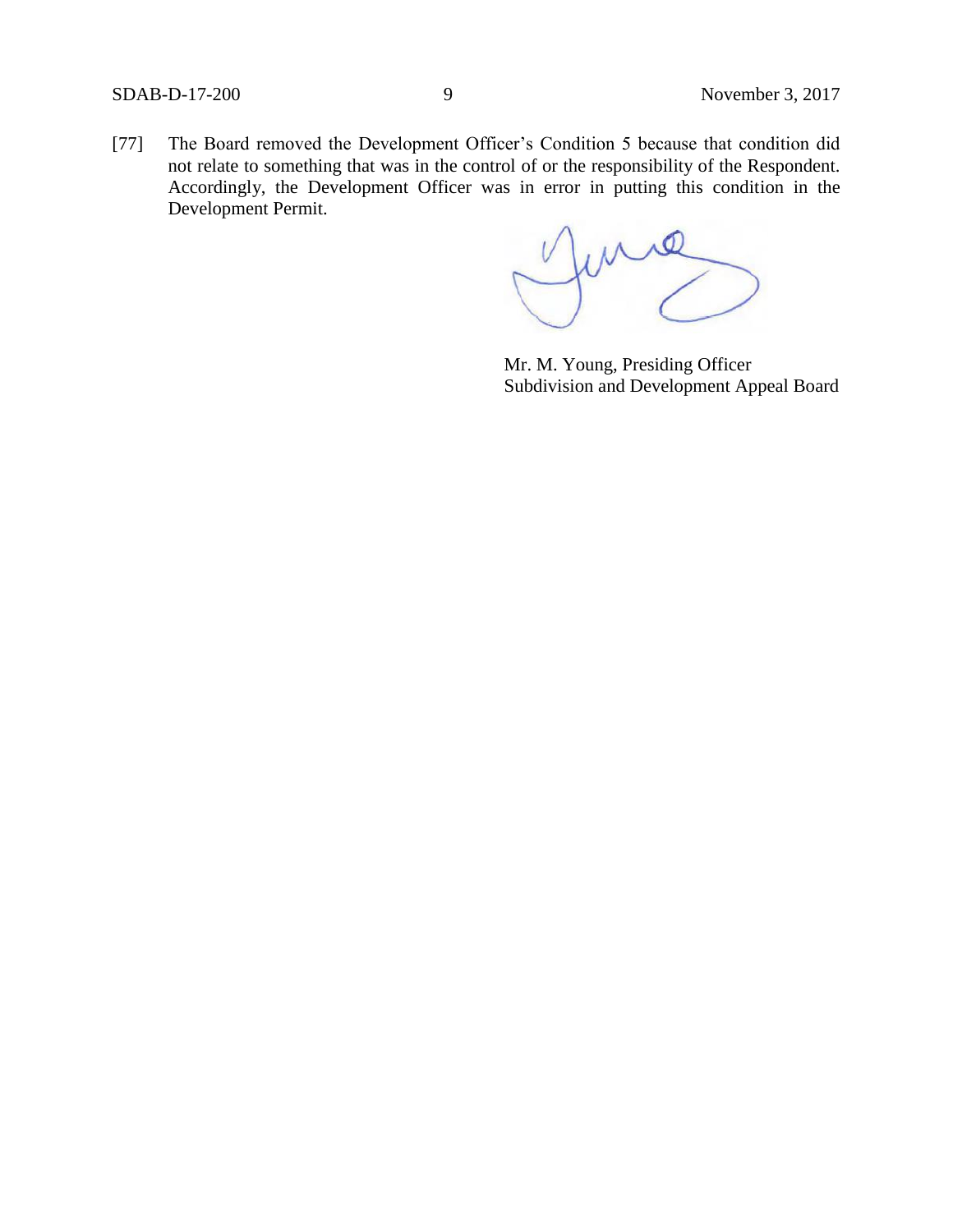[77] The Board removed the Development Officer's Condition 5 because that condition did not relate to something that was in the control of or the responsibility of the Respondent. Accordingly, the Development Officer was in error in putting this condition in the Development Permit.

Mr. M. Young, Presiding Officer
Subdivision and Development Appeal Board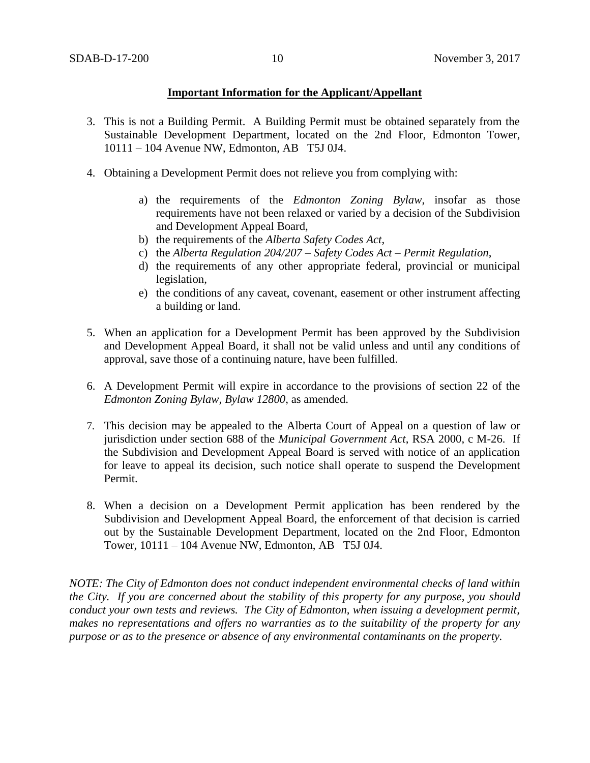**Important Information for the Applicant/Appellant**

3. This is not a Building Permit. A Building Permit must be obtained separately from the Sustainable Development Department, located on the 2nd Floor, Edmonton Tower, 10111 – 104 Avenue NW, Edmonton, AB T5J 0J4.

4. Obtaining a Development Permit does not relieve you from complying with:

   a) the requirements of the *Edmonton Zoning Bylaw*, insofar as those requirements have not been relaxed or varied by a decision of the Subdivision and Development Appeal Board,
   b) the requirements of the *Alberta Safety Codes Act*,
   c) the *Alberta Regulation 204/207 – Safety Codes Act – Permit Regulation*,
   d) the requirements of any other appropriate federal, provincial or municipal legislation,
   e) the conditions of any caveat, covenant, easement or other instrument affecting a building or land.

5. When an application for a Development Permit has been approved by the Subdivision and Development Appeal Board, it shall not be valid unless and until any conditions of approval, save those of a continuing nature, have been fulfilled.

6. A Development Permit will expire in accordance to the provisions of section 22 of the *Edmonton Zoning Bylaw, Bylaw 12800*, as amended.

7. This decision may be appealed to the Alberta Court of Appeal on a question of law or jurisdiction under section 688 of the *Municipal Government Act*, RSA 2000, c M-26. If the Subdivision and Development Appeal Board is served with notice of an application for leave to appeal its decision, such notice shall operate to suspend the Development Permit.

8. When a decision on a Development Permit application has been rendered by the Subdivision and Development Appeal Board, the enforcement of that decision is carried out by the Sustainable Development Department, located on the 2nd Floor, Edmonton Tower, 10111 – 104 Avenue NW, Edmonton, AB T5J 0J4.

*NOTE: The City of Edmonton does not conduct independent environmental checks of land within the City. If you are concerned about the stability of this property for any purpose, you should conduct your own tests and reviews. The City of Edmonton, when issuing a development permit, makes no representations and offers no warranties as to the suitability of the property for any purpose or as to the presence or absence of any environmental contaminants on the property.*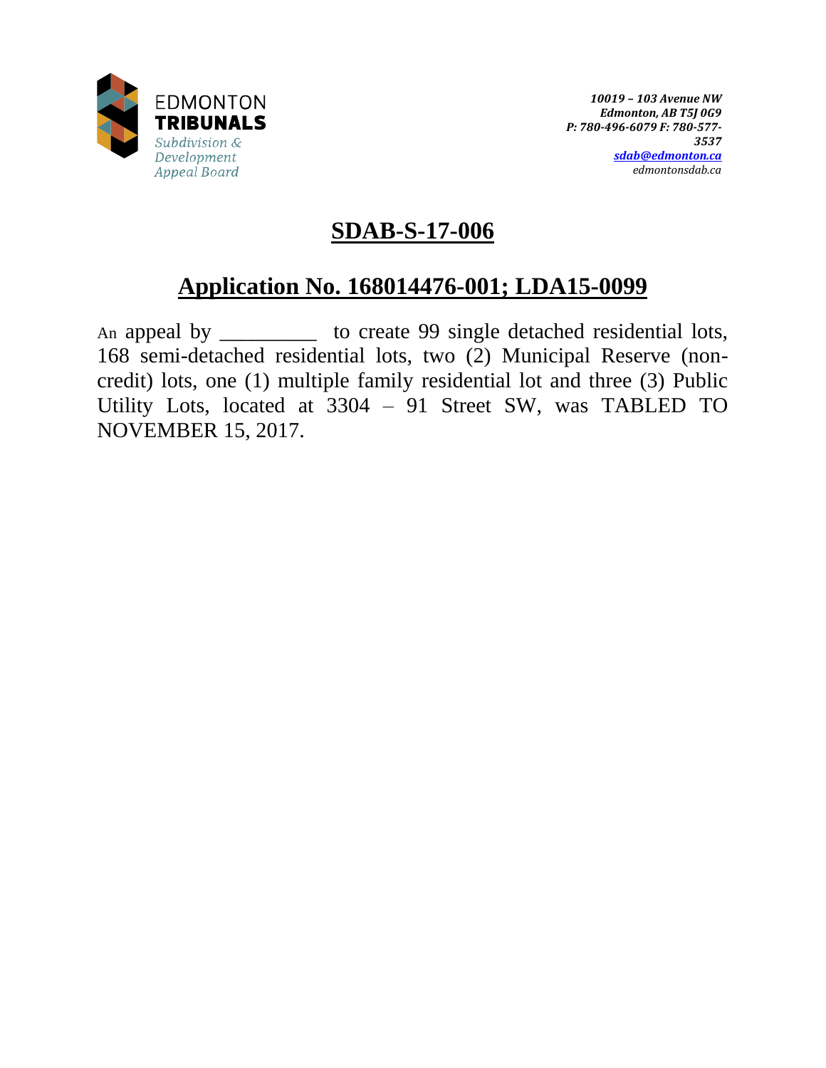EDMONTON
**TRIBUNALS**
*Subdivision & Development Appeal Board*

***10019 – 103 Avenue NW***
***Edmonton, AB T5J 0G9***
***P: 780-496-6079 F: 780-577-3537***
***sdab@edmonton.ca***
*edmontonsdab.ca*

# SDAB-S-17-006

## Application No. 168014476-001; LDA15-0099

An appeal by _________ to create 99 single detached residential lots, 168 semi-detached residential lots, two (2) Municipal Reserve (non-credit) lots, one (1) multiple family residential lot and three (3) Public Utility Lots, located at 3304 – 91 Street SW, was TABLED TO NOVEMBER 15, 2017.